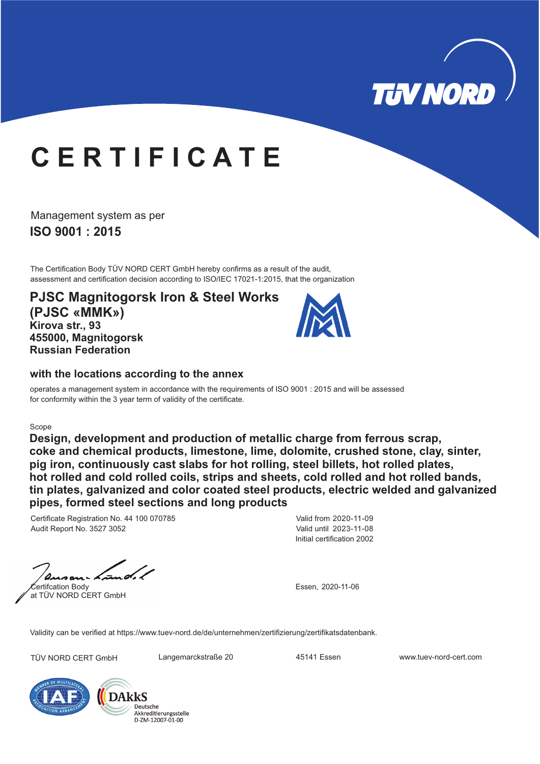TÜV NORD

# CERTIFICATE

Management system as per

**ISO 9001 : 2015**

The Certification Body TÜV NORD CERT GmbH hereby confirms as a result of the audit, assessment and certification decision according to ISO/IEC 17021-1:2015, that the organization

**PJSC Magnitogorsk Iron & Steel Works**
**(PJSC «MMK»)**
**Kirova str., 93**
**455000, Magnitogorsk**
**Russian Federation**

**with the locations according to the annex**

operates a management system in accordance with the requirements of ISO 9001 : 2015 and will be assessed for conformity within the 3 year term of validity of the certificate.

Scope

**Design, development and production of metallic charge from ferrous scrap, coke and chemical products, limestone, lime, dolomite, crushed stone, clay, sinter, pig iron, continuously cast slabs for hot rolling, steel billets, hot rolled plates, hot rolled and cold rolled coils, strips and sheets, cold rolled and hot rolled bands, tin plates, galvanized and color coated steel products, electric welded and galvanized pipes, formed steel sections and long products**

Certificate Registration No. 44 100 070785
Audit Report No. 3527 3052

Valid from 2020-11-09
Valid until 2023-11-08
Initial certification 2002

Certifcation Body
at TÜV NORD CERT GmbH

Essen, 2020-11-06

Validity can be verified at https://www.tuev-nord.de/de/unternehmen/zertifizierung/zertifikatsdatenbank.

TÜV NORD CERT GmbH Langemarckstraße 20 45141 Essen www.tuev-nord-cert.com

DAkkS Deutsche Akkreditierungsstelle D-ZM-12007-01-00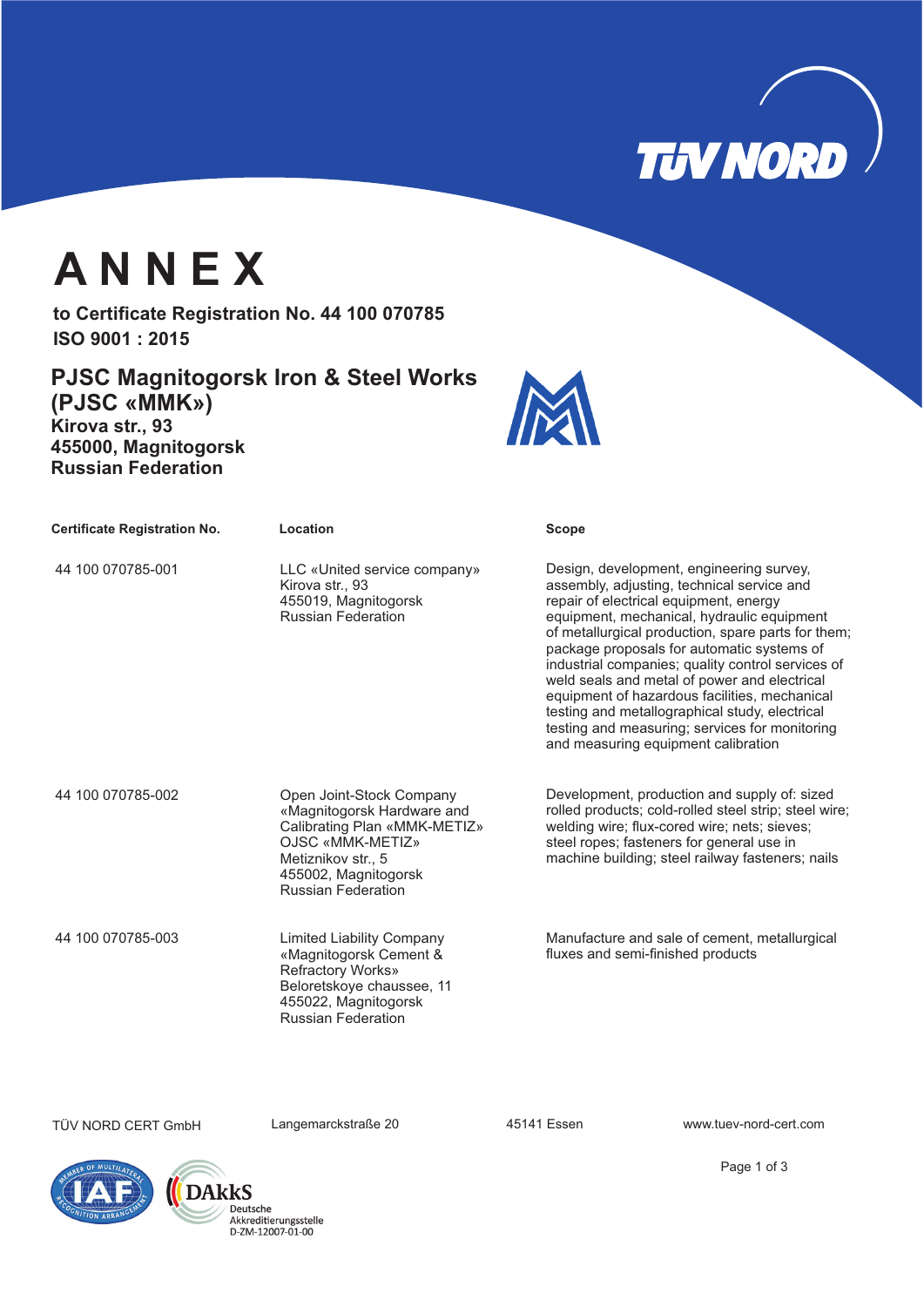# ANNEX

**to Certificate Registration No. 44 100 070785**
**ISO 9001 : 2015**

## PJSC Magnitogorsk Iron & Steel Works (PJSC «MMK»)

**Kirova str., 93**
**455000, Magnitogorsk**
**Russian Federation**

| Certificate Registration No. | Location | Scope |
|---|---|---|
| 44 100 070785-001 | LLC «United service company»<br>Kirova str., 93<br>455019, Magnitogorsk<br>Russian Federation | Design, development, engineering survey, assembly, adjusting, technical service and repair of electrical equipment, energy equipment, mechanical, hydraulic equipment of metallurgical production, spare parts for them; package proposals for automatic systems of industrial companies; quality control services of weld seals and metal of power and electrical equipment of hazardous facilities, mechanical testing and metallographical study, electrical testing and measuring; services for monitoring and measuring equipment calibration |
| 44 100 070785-002 | Open Joint-Stock Company «Magnitogorsk Hardware and Calibrating Plan «MMK-METIZ»<br>OJSC «MMK-METIZ»<br>Metiznikov str., 5<br>455002, Magnitogorsk<br>Russian Federation | Development, production and supply of: sized rolled products; cold-rolled steel strip; steel wire; welding wire; flux-cored wire; nets; sieves; steel ropes; fasteners for general use in machine building; steel railway fasteners; nails |
| 44 100 070785-003 | Limited Liability Company «Magnitogorsk Cement & Refractory Works»<br>Beloretskoye chaussee, 11<br>455022, Magnitogorsk<br>Russian Federation | Manufacture and sale of cement, metallurgical fluxes and semi-finished products |

TÜV NORD CERT GmbH    Langemarckstraße 20    45141 Essen    www.tuev-nord-cert.com

DAkkS Deutsche Akkreditierungsstelle D-ZM-12007-01-00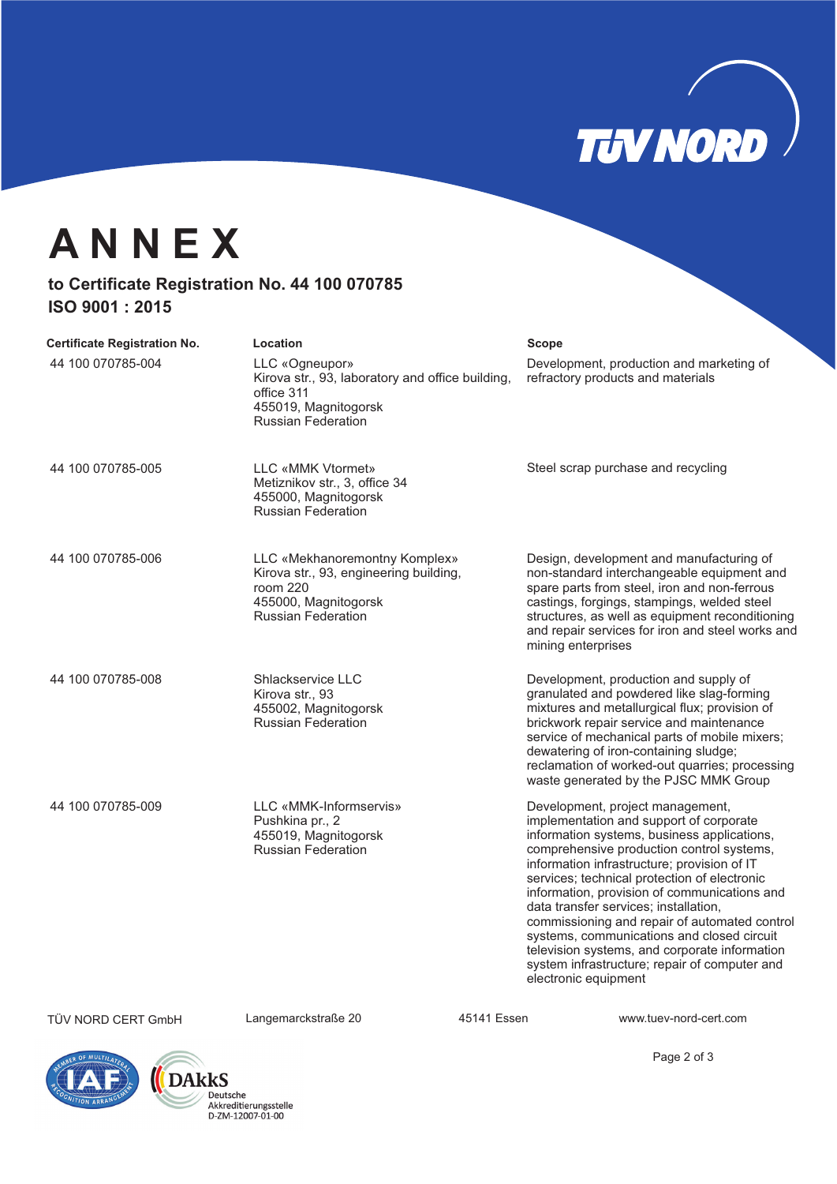# ANNEX

**to Certificate Registration No. 44 100 070785**
**ISO 9001 : 2015**

| Certificate Registration No. | Location | Scope |
|---|---|---|
| 44 100 070785-004 | LLC «Ogneupor» Kirova str., 93, laboratory and office building, office 311 455019, Magnitogorsk Russian Federation | Development, production and marketing of refractory products and materials |
| 44 100 070785-005 | LLC «MMK Vtormet» Metiznikov str., 3, office 34 455000, Magnitogorsk Russian Federation | Steel scrap purchase and recycling |
| 44 100 070785-006 | LLC «Mekhanoremontny Komplex» Kirova str., 93, engineering building, room 220 455000, Magnitogorsk Russian Federation | Design, development and manufacturing of non-standard interchangeable equipment and spare parts from steel, iron and non-ferrous castings, forgings, stampings, welded steel structures, as well as equipment reconditioning and repair services for iron and steel works and mining enterprises |
| 44 100 070785-008 | Shlackservice LLC Kirova str., 93 455002, Magnitogorsk Russian Federation | Development, production and supply of granulated and powdered like slag-forming mixtures and metallurgical flux; provision of brickwork repair service and maintenance service of mechanical parts of mobile mixers; dewatering of iron-containing sludge; reclamation of worked-out quarries; processing waste generated by the PJSC MMK Group |
| 44 100 070785-009 | LLC «MMK-Informservis» Pushkina pr., 2 455019, Magnitogorsk Russian Federation | Development, project management, implementation and support of corporate information systems, business applications, comprehensive production control systems, information infrastructure; provision of IT services; technical protection of electronic information, provision of communications and data transfer services; installation, commissioning and repair of automated control systems, communications and closed circuit television systems, and corporate information system infrastructure; repair of computer and electronic equipment |

TÜV NORD CERT GmbH | Langemarckstraße 20 | 45141 Essen | www.tuev-nord-cert.com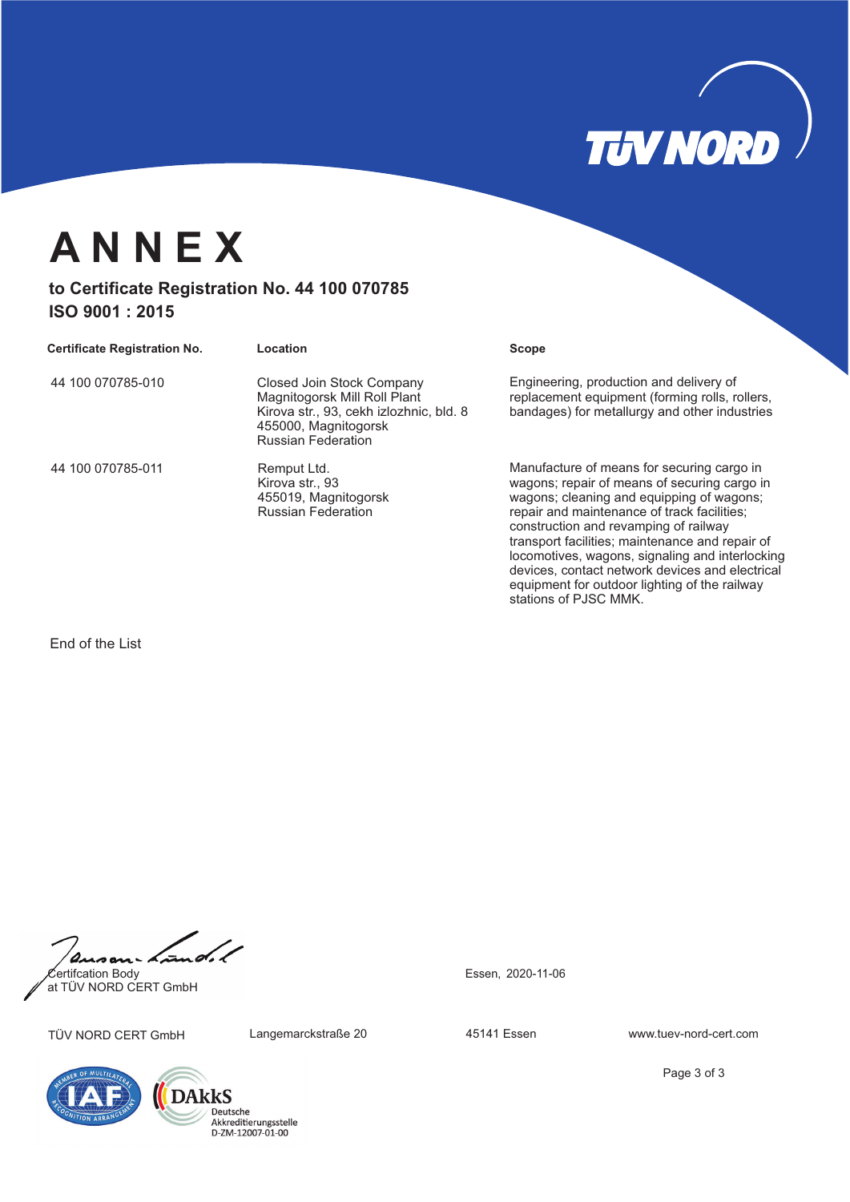# ANNEX

**to Certificate Registration No. 44 100 070785**
**ISO 9001 : 2015**

| Certificate Registration No. | Location | Scope |
|---|---|---|
| 44 100 070785-010 | Closed Join Stock Company Magnitogorsk Mill Roll Plant Kirova str., 93, cekh izlozhnic, bld. 8 455000, Magnitogorsk Russian Federation | Engineering, production and delivery of replacement equipment (forming rolls, rollers, bandages) for metallurgy and other industries |
| 44 100 070785-011 | Remput Ltd. Kirova str., 93 455019, Magnitogorsk Russian Federation | Manufacture of means for securing cargo in wagons; repair of means of securing cargo in wagons; cleaning and equipping of wagons; repair and maintenance of track facilities; construction and revamping of railway transport facilities; maintenance and repair of locomotives, wagons, signaling and interlocking devices, contact network devices and electrical equipment for outdoor lighting of the railway stations of PJSC MMK. |

End of the List

Certifcation Body
at TÜV NORD CERT GmbH

Essen, 2020-11-06

TÜV NORD CERT GmbH Langemarckstraße 20 45141 Essen www.tuev-nord-cert.com

DAkkS Deutsche Akkreditierungsstelle D-ZM-12007-01-00